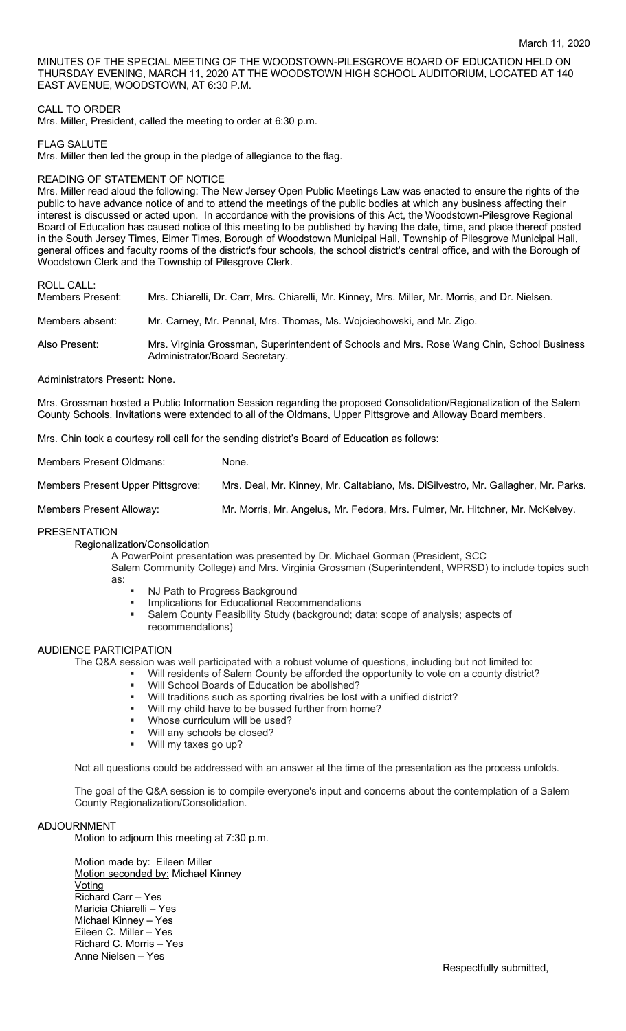March 11, 2020

MINUTES OF THE SPECIAL MEETING OF THE WOODSTOWN-PILESGROVE BOARD OF EDUCATION HELD ON THURSDAY EVENING, MARCH 11, 2020 AT THE WOODSTOWN HIGH SCHOOL AUDITORIUM, LOCATED AT 140 EAST AVENUE, WOODSTOWN, AT 6:30 P.M.

CALL TO ORDER

Mrs. Miller, President, called the meeting to order at 6:30 p.m.

FLAG SALUTE

Mrs. Miller then led the group in the pledge of allegiance to the flag.

READING OF STATEMENT OF NOTICE

Mrs. Miller read aloud the following: The New Jersey Open Public Meetings Law was enacted to ensure the rights of the public to have advance notice of and to attend the meetings of the public bodies at which any business affecting their interest is discussed or acted upon. In accordance with the provisions of this Act, the Woodstown-Pilesgrove Regional Board of Education has caused notice of this meeting to be published by having the date, time, and place thereof posted in the South Jersey Times, Elmer Times, Borough of Woodstown Municipal Hall, Township of Pilesgrove Municipal Hall, general offices and faculty rooms of the district's four schools, the school district's central office, and with the Borough of Woodstown Clerk and the Township of Pilesgrove Clerk.

ROLL CALL:

| | |
|---|---|
| Members Present: | Mrs. Chiarelli, Dr. Carr, Mrs. Chiarelli, Mr. Kinney, Mrs. Miller, Mr. Morris, and Dr. Nielsen. |
| Members absent: | Mr. Carney, Mr. Pennal, Mrs. Thomas, Ms. Wojciechowski, and Mr. Zigo. |
| Also Present: | Mrs. Virginia Grossman, Superintendent of Schools and Mrs. Rose Wang Chin, School Business Administrator/Board Secretary. |

Administrators Present: None.

Mrs. Grossman hosted a Public Information Session regarding the proposed Consolidation/Regionalization of the Salem County Schools. Invitations were extended to all of the Oldmans, Upper Pittsgrove and Alloway Board members.

Mrs. Chin took a courtesy roll call for the sending district's Board of Education as follows:

| | |
|---|---|
| Members Present Oldmans: | None. |
| Members Present Upper Pittsgrove: | Mrs. Deal, Mr. Kinney, Mr. Caltabiano, Ms. DiSilvestro, Mr. Gallagher, Mr. Parks. |
| Members Present Alloway: | Mr. Morris, Mr. Angelus, Mr. Fedora, Mrs. Fulmer, Mr. Hitchner, Mr. McKelvey. |

PRESENTATION

Regionalization/Consolidation

A PowerPoint presentation was presented by Dr. Michael Gorman (President, SCC Salem Community College) and Mrs. Virginia Grossman (Superintendent, WPRSD) to include topics such as:

- NJ Path to Progress Background
- Implications for Educational Recommendations
- Salem County Feasibility Study (background; data; scope of analysis; aspects of recommendations)

AUDIENCE PARTICIPATION

The Q&A session was well participated with a robust volume of questions, including but not limited to:

- Will residents of Salem County be afforded the opportunity to vote on a county district?
- Will School Boards of Education be abolished?
- Will traditions such as sporting rivalries be lost with a unified district?
- Will my child have to be bussed further from home?
- Whose curriculum will be used?
- Will any schools be closed?
- Will my taxes go up?

Not all questions could be addressed with an answer at the time of the presentation as the process unfolds.

The goal of the Q&A session is to compile everyone's input and concerns about the contemplation of a Salem County Regionalization/Consolidation.

ADJOURNMENT

Motion to adjourn this meeting at 7:30 p.m.

Motion made by: Eileen Miller
Motion seconded by: Michael Kinney
Voting
Richard Carr – Yes
Maricia Chiarelli – Yes
Michael Kinney – Yes
Eileen C. Miller – Yes
Richard C. Morris – Yes
Anne Nielsen – Yes

Respectfully submitted,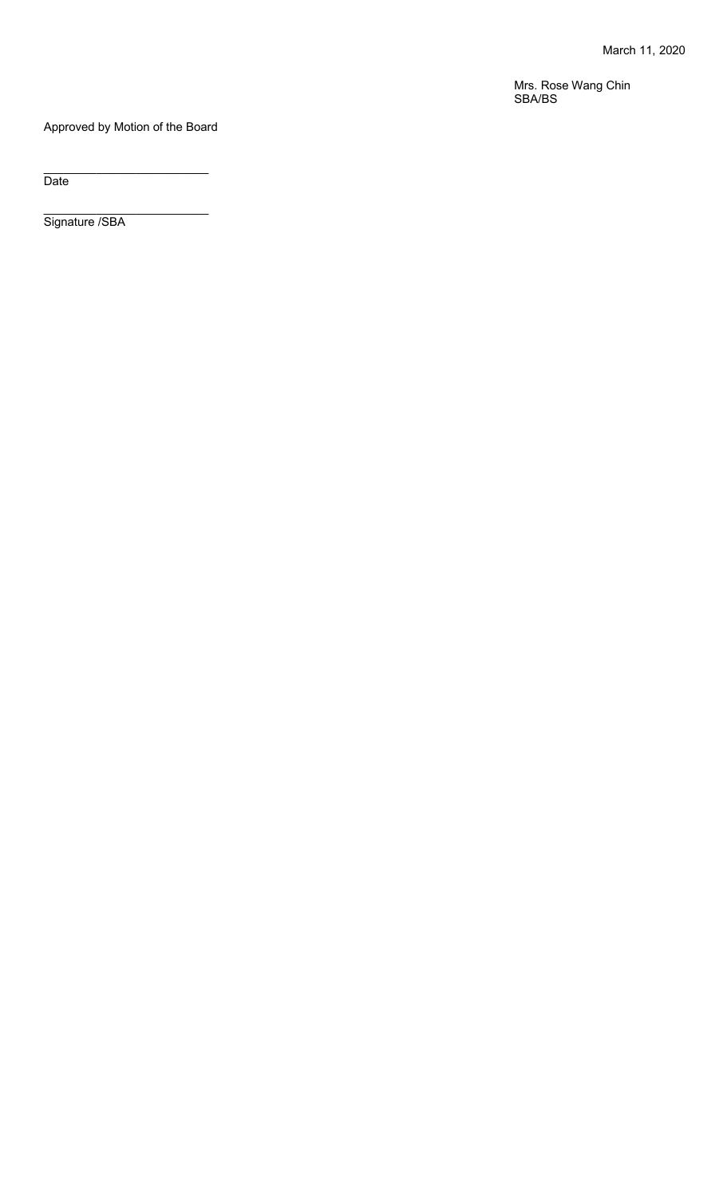March 11, 2020

Mrs. Rose Wang Chin
SBA/BS

Approved by Motion of the Board

\_\_\_\_\_\_\_\_\_\_\_\_\_\_\_\_\_\_\_\_\_\_\_\_\_
Date

\_\_\_\_\_\_\_\_\_\_\_\_\_\_\_\_\_\_\_\_\_\_\_\_\_
Signature /SBA